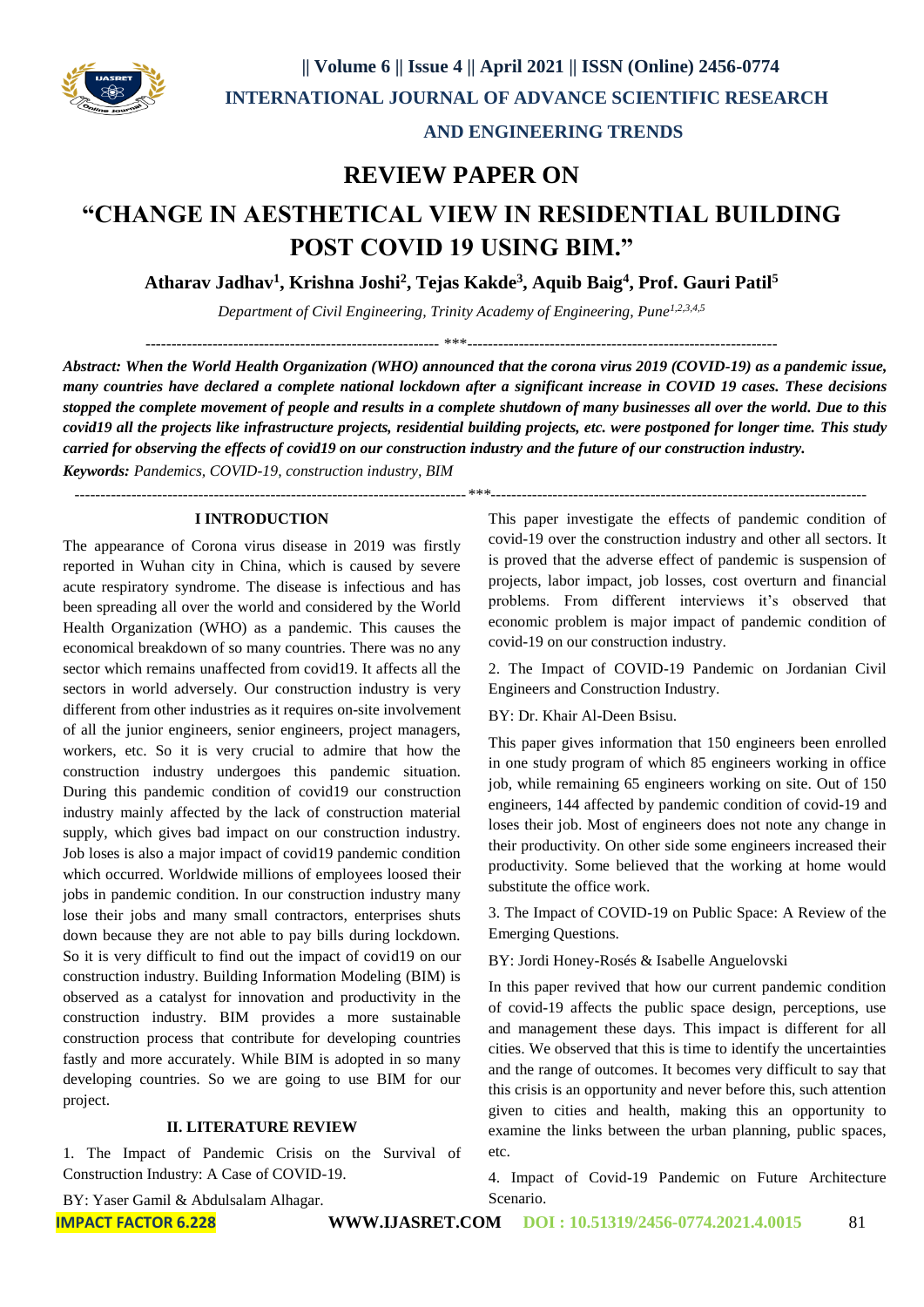# REVIEW PAPER ON

# "CHANGE IN AESTHETICAL VIEW IN RESIDENTIAL BUILDING POST COVID 19 USING BIM."

**Atharav Jadhav[1], Krishna Joshi[2], Tejas Kakde[3], Aquib Baig[4], Prof. Gauri Patil[5]**

*Department of Civil Engineering, Trinity Academy of Engineering, Pune[1,2,3,4,5]*

---

***Abstract: When the World Health Organization (WHO) announced that the corona virus 2019 (COVID-19) as a pandemic issue, many countries have declared a complete national lockdown after a significant increase in COVID 19 cases. These decisions stopped the complete movement of people and results in a complete shutdown of many businesses all over the world. Due to this covid19 all the projects like infrastructure projects, residential building projects, etc. were postponed for longer time. This study carried for observing the effects of covid19 on our construction industry and the future of our construction industry.***

***Keywords:** Pandemics, COVID-19, construction industry, BIM*

---

## I INTRODUCTION

The appearance of Corona virus disease in 2019 was firstly reported in Wuhan city in China, which is caused by severe acute respiratory syndrome. The disease is infectious and has been spreading all over the world and considered by the World Health Organization (WHO) as a pandemic. This causes the economical breakdown of so many countries. There was no any sector which remains unaffected from covid19. It affects all the sectors in world adversely. Our construction industry is very different from other industries as it requires on-site involvement of all the junior engineers, senior engineers, project managers, workers, etc. So it is very crucial to admire that how the construction industry undergoes this pandemic situation. During this pandemic condition of covid19 our construction industry mainly affected by the lack of construction material supply, which gives bad impact on our construction industry. Job loses is also a major impact of covid19 pandemic condition which occurred. Worldwide millions of employees loosed their jobs in pandemic condition. In our construction industry many lose their jobs and many small contractors, enterprises shuts down because they are not able to pay bills during lockdown. So it is very difficult to find out the impact of covid19 on our construction industry. Building Information Modeling (BIM) is observed as a catalyst for innovation and productivity in the construction industry. BIM provides a more sustainable construction process that contribute for developing countries fastly and more accurately. While BIM is adopted in so many developing countries. So we are going to use BIM for our project.

## II. LITERATURE REVIEW

1. The Impact of Pandemic Crisis on the Survival of Construction Industry: A Case of COVID-19.

BY: Yaser Gamil & Abdulsalam Alhagar.

This paper investigate the effects of pandemic condition of covid-19 over the construction industry and other all sectors. It is proved that the adverse effect of pandemic is suspension of projects, labor impact, job losses, cost overturn and financial problems. From different interviews it's observed that economic problem is major impact of pandemic condition of covid-19 on our construction industry.

2. The Impact of COVID-19 Pandemic on Jordanian Civil Engineers and Construction Industry.

BY: Dr. Khair Al-Deen Bsisu.

This paper gives information that 150 engineers been enrolled in one study program of which 85 engineers working in office job, while remaining 65 engineers working on site. Out of 150 engineers, 144 affected by pandemic condition of covid-19 and loses their job. Most of engineers does not note any change in their productivity. On other side some engineers increased their productivity. Some believed that the working at home would substitute the office work.

3. The Impact of COVID-19 on Public Space: A Review of the Emerging Questions.

BY: Jordi Honey-Rosés & Isabelle Anguelovski

In this paper revived that how our current pandemic condition of covid-19 affects the public space design, perceptions, use and management these days. This impact is different for all cities. We observed that this is time to identify the uncertainties and the range of outcomes. It becomes very difficult to say that this crisis is an opportunity and never before this, such attention given to cities and health, making this an opportunity to examine the links between the urban planning, public spaces, etc.

4. Impact of Covid-19 Pandemic on Future Architecture Scenario.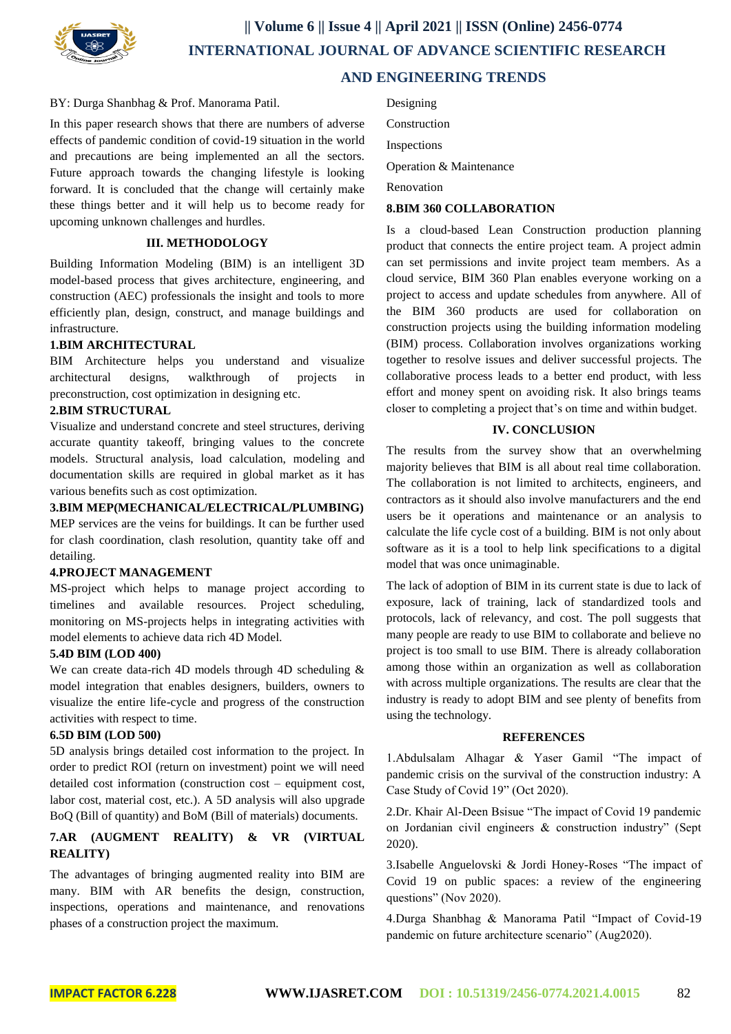BY: Durga Shanbhag & Prof. Manorama Patil.

In this paper research shows that there are numbers of adverse effects of pandemic condition of covid-19 situation in the world and precautions are being implemented an all the sectors. Future approach towards the changing lifestyle is looking forward. It is concluded that the change will certainly make these things better and it will help us to become ready for upcoming unknown challenges and hurdles.

## III. METHODOLOGY

Building Information Modeling (BIM) is an intelligent 3D model-based process that gives architecture, engineering, and construction (AEC) professionals the insight and tools to more efficiently plan, design, construct, and manage buildings and infrastructure.

### 1.BIM ARCHITECTURAL

BIM Architecture helps you understand and visualize architectural designs, walkthrough of projects in preconstruction, cost optimization in designing etc.

### 2.BIM STRUCTURAL

Visualize and understand concrete and steel structures, deriving accurate quantity takeoff, bringing values to the concrete models. Structural analysis, load calculation, modeling and documentation skills are required in global market as it has various benefits such as cost optimization.

### 3.BIM MEP(MECHANICAL/ELECTRICAL/PLUMBING)

MEP services are the veins for buildings. It can be further used for clash coordination, clash resolution, quantity take off and detailing.

### 4.PROJECT MANAGEMENT

MS-project which helps to manage project according to timelines and available resources. Project scheduling, monitoring on MS-projects helps in integrating activities with model elements to achieve data rich 4D Model.

### 5.4D BIM (LOD 400)

We can create data-rich 4D models through 4D scheduling & model integration that enables designers, builders, owners to visualize the entire life-cycle and progress of the construction activities with respect to time.

### 6.5D BIM (LOD 500)

5D analysis brings detailed cost information to the project. In order to predict ROI (return on investment) point we will need detailed cost information (construction cost – equipment cost, labor cost, material cost, etc.). A 5D analysis will also upgrade BoQ (Bill of quantity) and BoM (Bill of materials) documents.

### 7.AR (AUGMENT REALITY) & VR (VIRTUAL REALITY)

The advantages of bringing augmented reality into BIM are many. BIM with AR benefits the design, construction, inspections, operations and maintenance, and renovations phases of a construction project the maximum.

Designing

Construction

Inspections

Operation & Maintenance

Renovation

### 8.BIM 360 COLLABORATION

Is a cloud-based Lean Construction production planning product that connects the entire project team. A project admin can set permissions and invite project team members. As a cloud service, BIM 360 Plan enables everyone working on a project to access and update schedules from anywhere. All of the BIM 360 products are used for collaboration on construction projects using the building information modeling (BIM) process. Collaboration involves organizations working together to resolve issues and deliver successful projects. The collaborative process leads to a better end product, with less effort and money spent on avoiding risk. It also brings teams closer to completing a project that's on time and within budget.

## IV. CONCLUSION

The results from the survey show that an overwhelming majority believes that BIM is all about real time collaboration. The collaboration is not limited to architects, engineers, and contractors as it should also involve manufacturers and the end users be it operations and maintenance or an analysis to calculate the life cycle cost of a building. BIM is not only about software as it is a tool to help link specifications to a digital model that was once unimaginable.

The lack of adoption of BIM in its current state is due to lack of exposure, lack of training, lack of standardized tools and protocols, lack of relevancy, and cost. The poll suggests that many people are ready to use BIM to collaborate and believe no project is too small to use BIM. There is already collaboration among those within an organization as well as collaboration with across multiple organizations. The results are clear that the industry is ready to adopt BIM and see plenty of benefits from using the technology.

## REFERENCES

1.Abdulsalam Alhagar & Yaser Gamil "The impact of pandemic crisis on the survival of the construction industry: A Case Study of Covid 19" (Oct 2020).

2.Dr. Khair Al-Deen Bsisue "The impact of Covid 19 pandemic on Jordanian civil engineers & construction industry" (Sept 2020).

3.Isabelle Anguelovski & Jordi Honey-Roses "The impact of Covid 19 on public spaces: a review of the engineering questions" (Nov 2020).

4.Durga Shanbhag & Manorama Patil "Impact of Covid-19 pandemic on future architecture scenario" (Aug2020).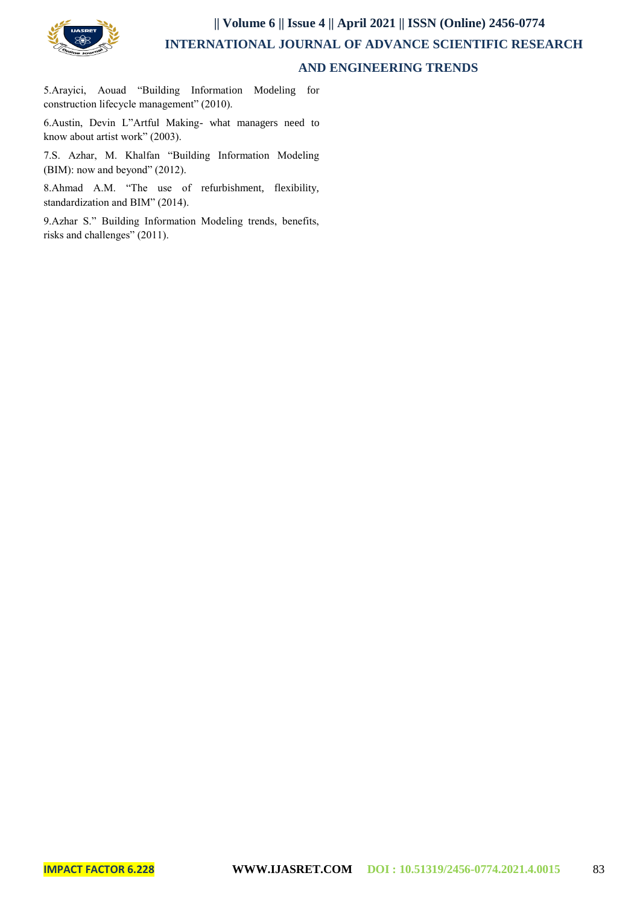5.Arayici, Aouad "Building Information Modeling for construction lifecycle management" (2010).

6.Austin, Devin L"Artful Making- what managers need to know about artist work" (2003).

7.S. Azhar, M. Khalfan "Building Information Modeling (BIM): now and beyond" (2012).

8.Ahmad A.M. "The use of refurbishment, flexibility, standardization and BIM" (2014).

9.Azhar S." Building Information Modeling trends, benefits, risks and challenges" (2011).